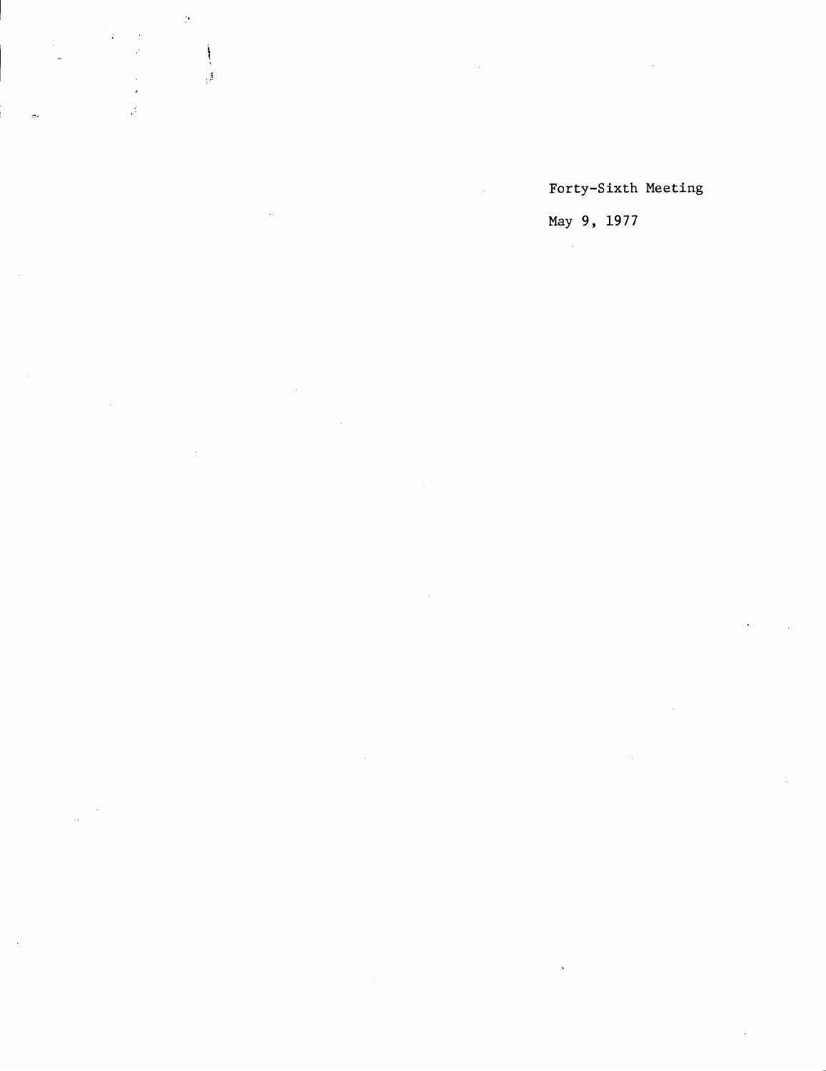Forty-Sixth Meeting

May 9, 1977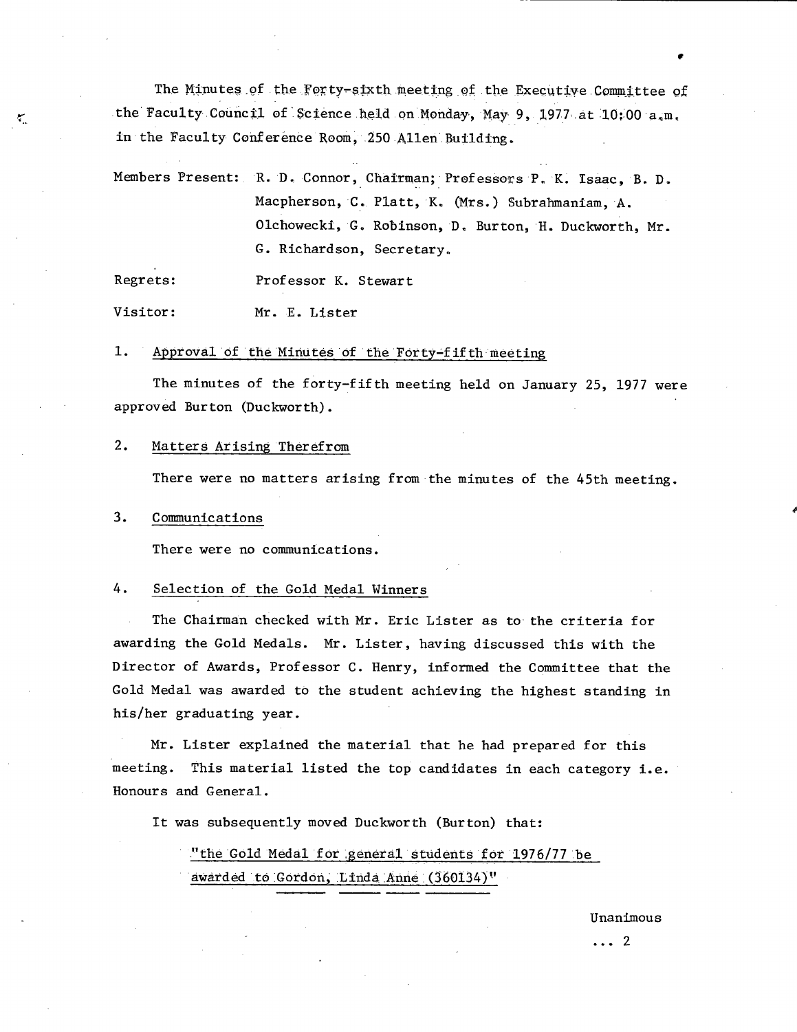The Minutes of the Forty-sixth meeting of the Executive Committee of the Faculty Council of Science held on Monday, May 9, 1977 at 10:00 a.m. in the Faculty Conference Room, 250 Allen Building.

Members Present: R. D. Connor, Chairman; Professors P. K. Isaac, B. D. Macpherson, C. Platt, K. (Mrs.) Subrahmaniam, A. Olchowecki, G. Robinson, D. Burton, H. Duckworth, Mr. G. Richardson, Secretary.

Regrets: Professor K. Stewart

Visitor: Mr. E. Lister

1. Approval of the Minutes of the Forty-fifth meeting

The minutes of the forty-fifth meeting held on January 25, 1977 were approved Burton (Duckworth).

2. Matters Arising Therefrom

There were no matters arising from the minutes of the 45th meeting.

3. Communications

There were no communications.

4. Selection of the Gold Medal Winners

The Chairman checked with Mr. Eric Lister as to the criteria for awarding the Gold Medals. Mr. Lister, having discussed this with the Director of Awards, Professor C. Henry, informed the Committee that the Gold Medal was awarded to the student achieving the highest standing in his/her graduating year.

Mr. Lister explained the material that he had prepared for this meeting. This material listed the top candidates in each category i.e. Honours and General.

It was subsequently moved Duckworth (Burton) that:

"the Gold Medal for general students for 1976/77 be awarded to Gordon, Linda Anne (360134)"

Unanimous

... 2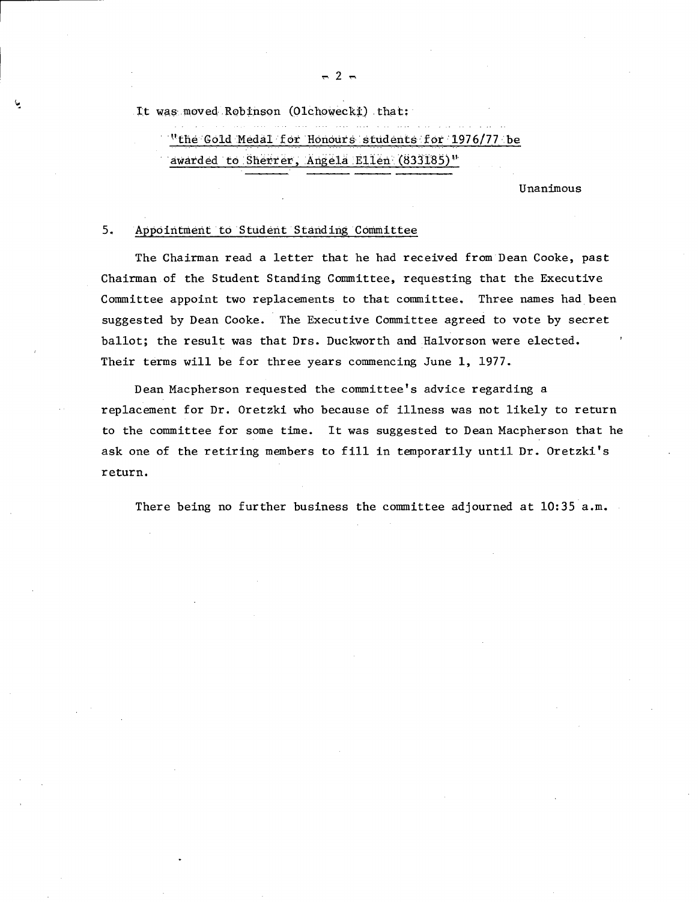It was moved Robinson (Olchowecki) that:

> "the Gold Medal for Honours students for 1976/77 be awarded to Sherrer, Angela Ellen (833185)"

Unanimous

5. Appointment to Student Standing Committee

The Chairman read a letter that he had received from Dean Cooke, past Chairman of the Student Standing Committee, requesting that the Executive Committee appoint two replacements to that committee. Three names had been suggested by Dean Cooke. The Executive Committee agreed to vote by secret ballot; the result was that Drs. Duckworth and Halvorson were elected. Their terms will be for three years commencing June 1, 1977.

Dean Macpherson requested the committee's advice regarding a replacement for Dr. Oretzki who because of illness was not likely to return to the committee for some time. It was suggested to Dean Macpherson that he ask one of the retiring members to fill in temporarily until Dr. Oretzki's return.

There being no further business the committee adjourned at 10:35 a.m.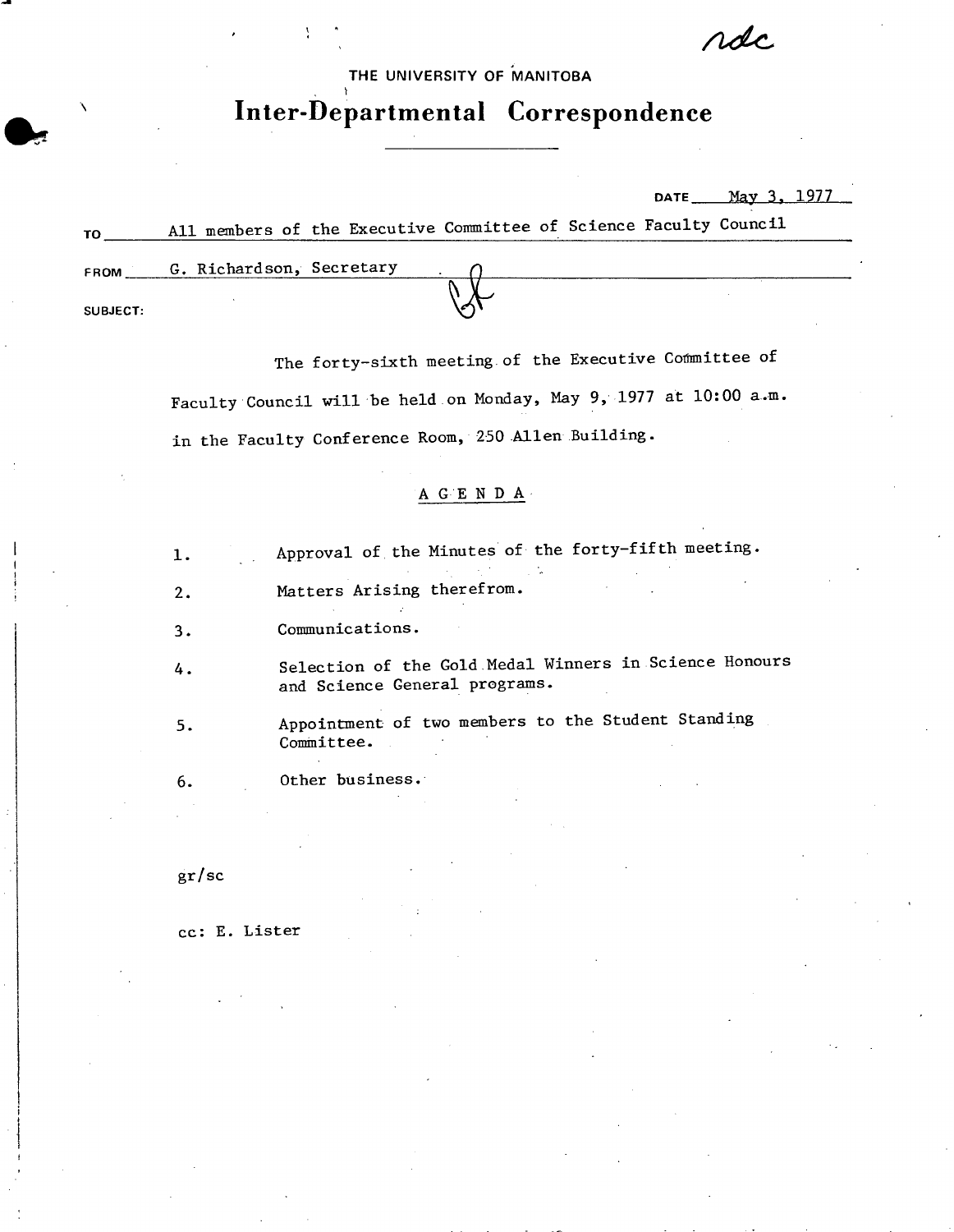ndc

THE UNIVERSITY OF MANITOBA

# Inter-Departmental Correspondence

DATE May 3, 1977

TO All members of the Executive Committee of Science Faculty Council

FROM G. Richardson, Secretary

SUBJECT:

The forty-sixth meeting of the Executive Committee of Faculty Council will be held on Monday, May 9, 1977 at 10:00 a.m. in the Faculty Conference Room, 250 Allen Building.

## AGENDA

1. Approval of the Minutes of the forty-fifth meeting.
2. Matters Arising therefrom.
3. Communications.
4. Selection of the Gold Medal Winners in Science Honours and Science General programs.
5. Appointment of two members to the Student Standing Committee.
6. Other business.

gr/sc

cc: E. Lister